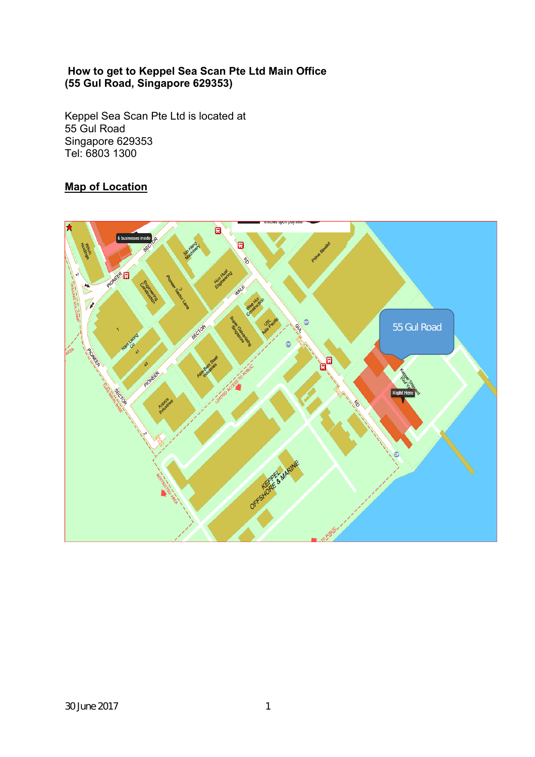**How to get to Keppel Sea Scan Pte Ltd Main Office (55 Gul Road, Singapore 629353)**

Keppel Sea Scan Pte Ltd is located at
55 Gul Road
Singapore 629353
Tel: 6803 1300

**Map of Location**

30 June 2017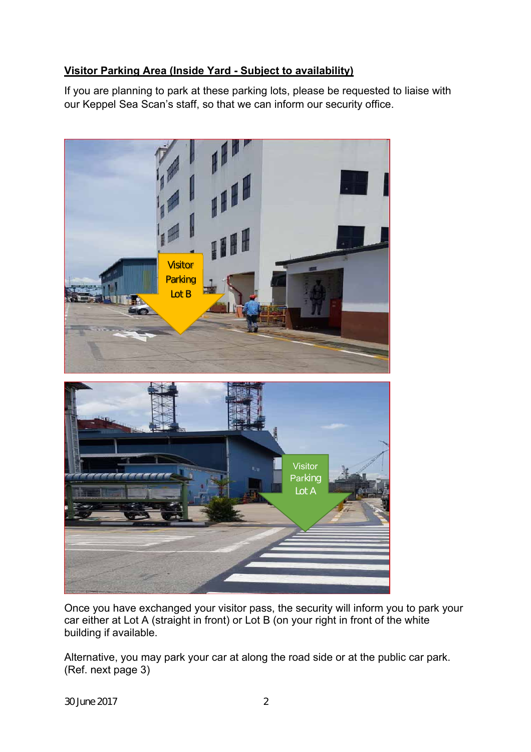**Visitor Parking Area (Inside Yard - Subject to availability)**

If you are planning to park at these parking lots, please be requested to liaise with our Keppel Sea Scan's staff, so that we can inform our security office.

Once you have exchanged your visitor pass, the security will inform you to park your car either at Lot A (straight in front) or Lot B (on your right in front of the white building if available.

Alternative, you may park your car at along the road side or at the public car park. (Ref. next page 3)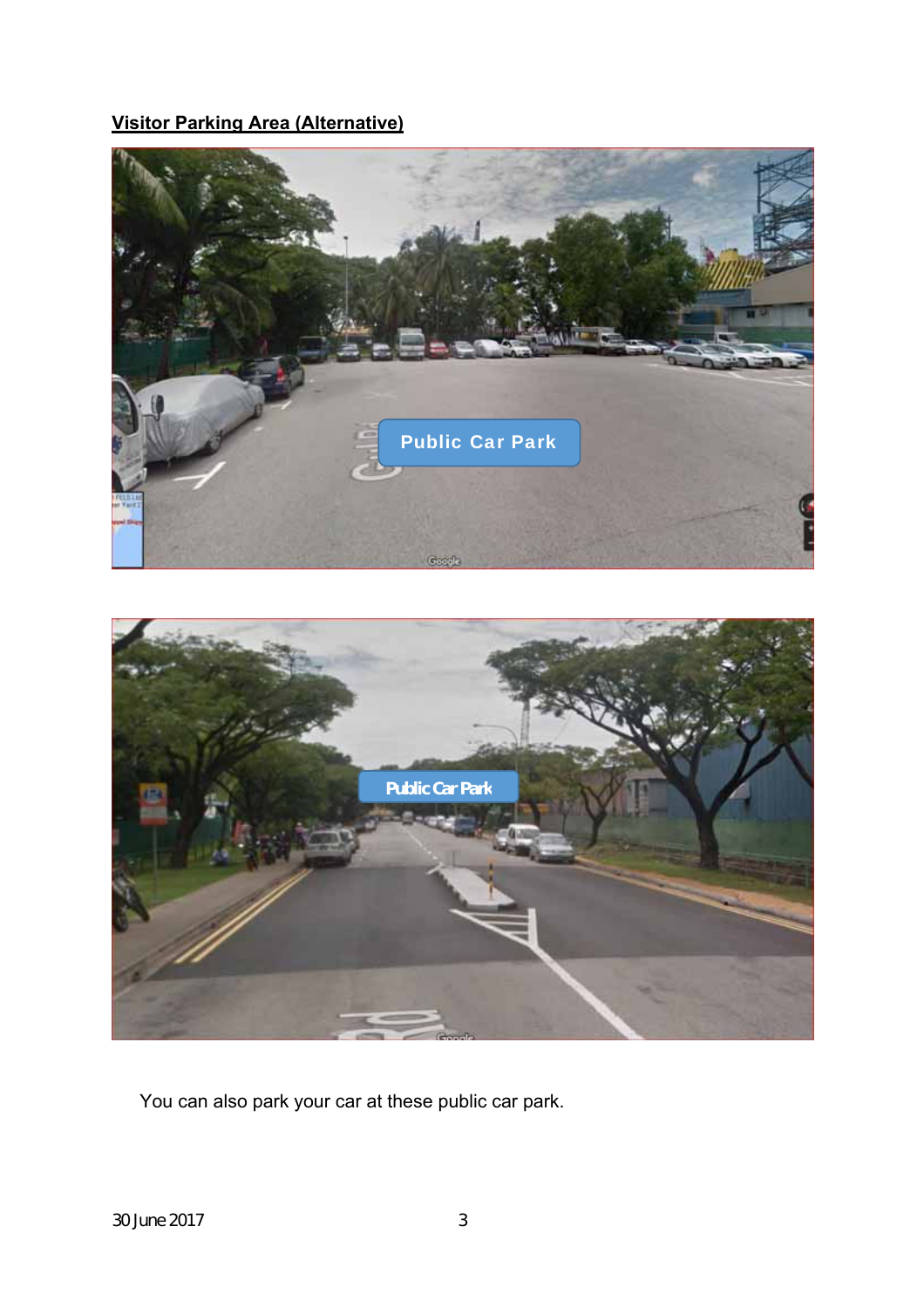**Visitor Parking Area (Alternative)**

You can also park your car at these public car park.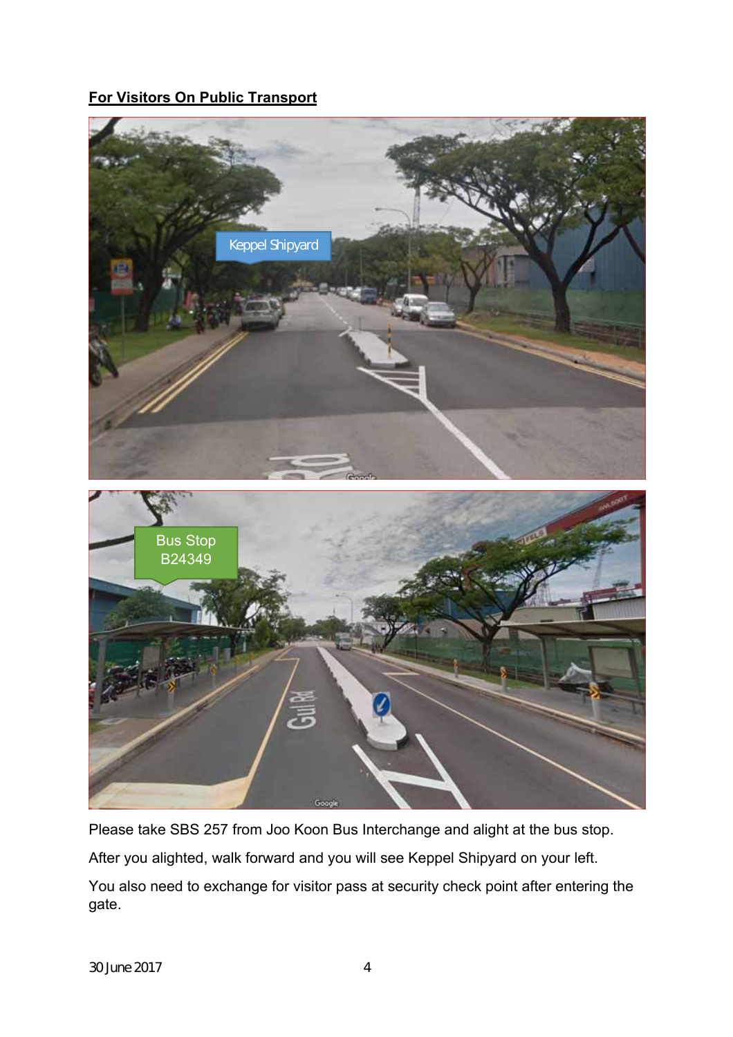**For Visitors On Public Transport**

Please take SBS 257 from Joo Koon Bus Interchange and alight at the bus stop.

After you alighted, walk forward and you will see Keppel Shipyard on your left.

You also need to exchange for visitor pass at security check point after entering the gate.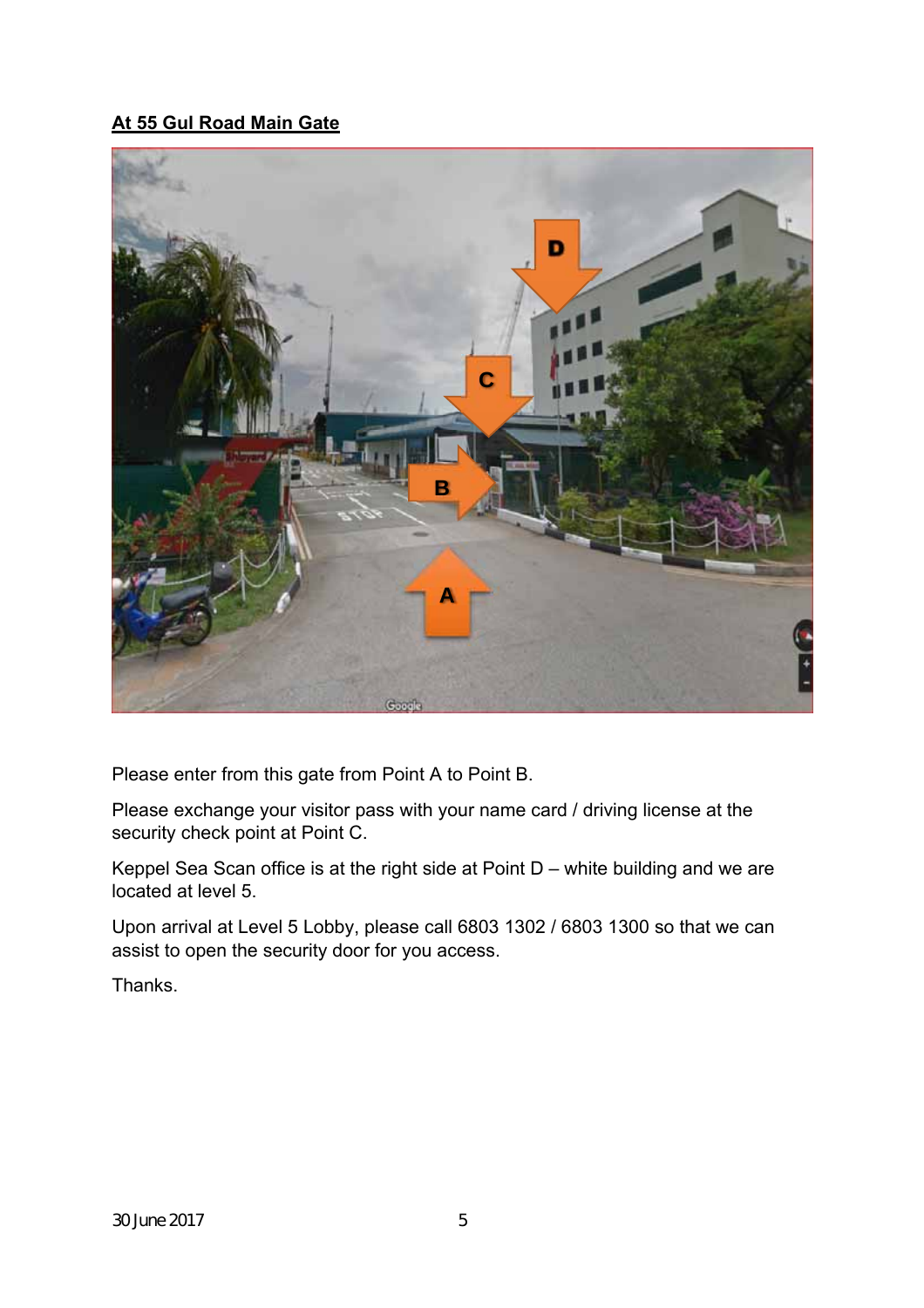**At 55 Gul Road Main Gate**

Please enter from this gate from Point A to Point B.

Please exchange your visitor pass with your name card / driving license at the security check point at Point C.

Keppel Sea Scan office is at the right side at Point D – white building and we are located at level 5.

Upon arrival at Level 5 Lobby, please call 6803 1302 / 6803 1300 so that we can assist to open the security door for you access.

Thanks.